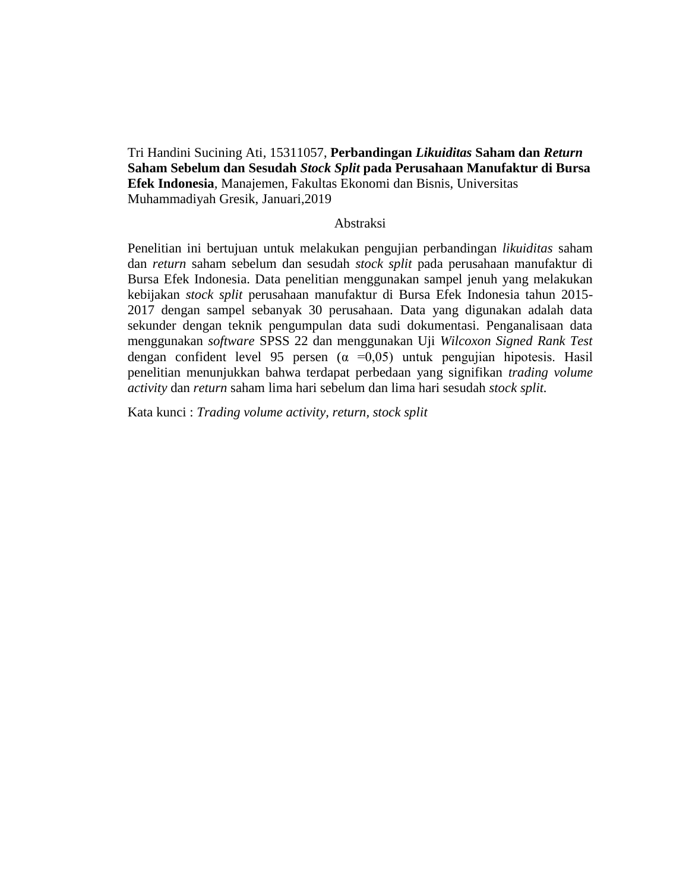Tri Handini Sucining Ati, 15311057, **Perbandingan *Likuiditas* Saham dan *Return* Saham Sebelum dan Sesudah *Stock Split* pada Perusahaan Manufaktur di Bursa Efek Indonesia**, Manajemen, Fakultas Ekonomi dan Bisnis, Universitas Muhammadiyah Gresik, Januari,2019

Abstraksi

Penelitian ini bertujuan untuk melakukan pengujian perbandingan *likuiditas* saham dan *return* saham sebelum dan sesudah *stock split* pada perusahaan manufaktur di Bursa Efek Indonesia. Data penelitian menggunakan sampel jenuh yang melakukan kebijakan *stock split* perusahaan manufaktur di Bursa Efek Indonesia tahun 2015-2017 dengan sampel sebanyak 30 perusahaan. Data yang digunakan adalah data sekunder dengan teknik pengumpulan data sudi dokumentasi. Penganalisaan data menggunakan *software* SPSS 22 dan menggunakan Uji *Wilcoxon Signed Rank Test* dengan confident level 95 persen ($\alpha$ =0,05) untuk pengujian hipotesis. Hasil penelitian menunjukkan bahwa terdapat perbedaan yang signifikan *trading volume activity* dan *return* saham lima hari sebelum dan lima hari sesudah *stock split.*

Kata kunci : *Trading volume activity, return, stock split*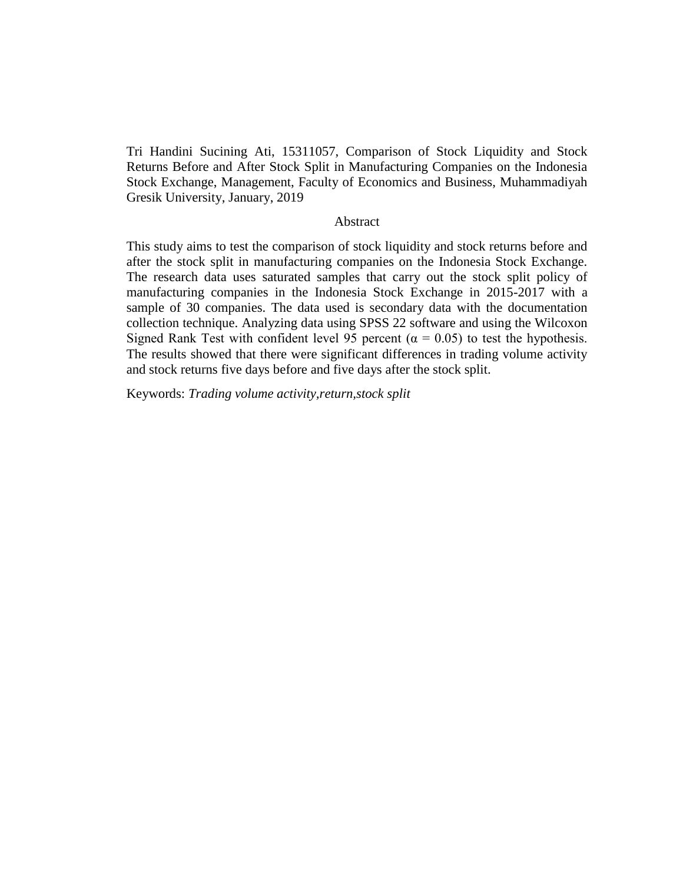Tri Handini Sucining Ati, 15311057, Comparison of Stock Liquidity and Stock Returns Before and After Stock Split in Manufacturing Companies on the Indonesia Stock Exchange, Management, Faculty of Economics and Business, Muhammadiyah Gresik University, January, 2019

## Abstract

This study aims to test the comparison of stock liquidity and stock returns before and after the stock split in manufacturing companies on the Indonesia Stock Exchange. The research data uses saturated samples that carry out the stock split policy of manufacturing companies in the Indonesia Stock Exchange in 2015-2017 with a sample of 30 companies. The data used is secondary data with the documentation collection technique. Analyzing data using SPSS 22 software and using the Wilcoxon Signed Rank Test with confident level 95 percent ($\alpha = 0.05$) to test the hypothesis. The results showed that there were significant differences in trading volume activity and stock returns five days before and five days after the stock split.

Keywords: *Trading volume activity,return,stock split*